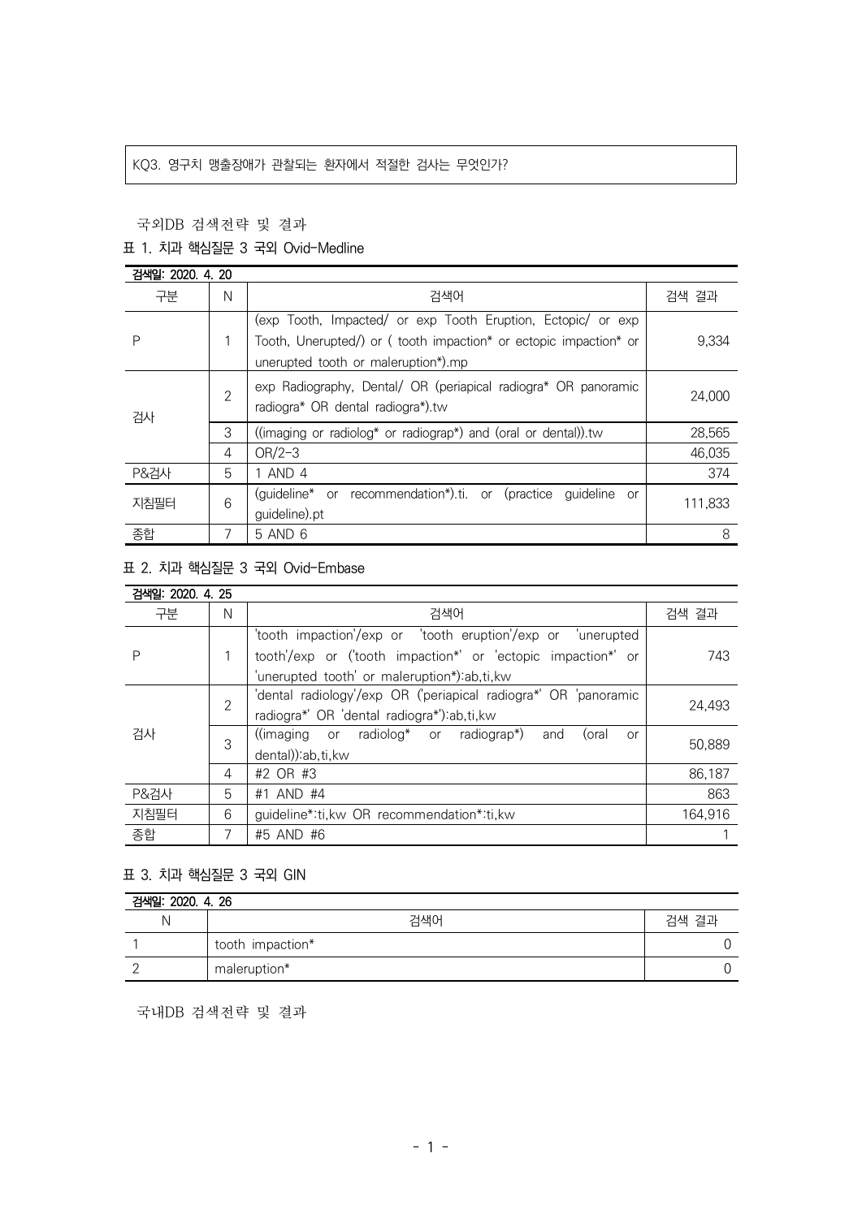KQ3. 영구치 맹출장애가 관찰되는 환자에서 적절한 검사는 무엇인가?

국외DB 검색전략 및 결과

표 1. 치과 핵심질문 3 국외 Ovid-Medline

| 검색일: 2020. 4. 20 | | | |
|---|---|---|---|
| 구분 | N | 검색어 | 검색 결과 |
| P | 1 | (exp Tooth, Impacted/ or exp Tooth Eruption, Ectopic/ or exp Tooth, Unerupted/) or ( tooth impaction* or ectopic impaction* or unerupted tooth or maleruption*).mp | 9,334 |
| 검사 | 2 | exp Radiography, Dental/ OR (periapical radiogra* OR panoramic radiogra* OR dental radiogra*).tw | 24,000 |
| | 3 | ((imaging or radiolog* or radiograp*) and (oral or dental)).tw | 28,565 |
| | 4 | OR/2-3 | 46,035 |
| P&검사 | 5 | 1 AND 4 | 374 |
| 지침필터 | 6 | (guideline* or recommendation*).ti. or (practice guideline or guideline).pt | 111,833 |
| 종합 | 7 | 5 AND 6 | 8 |

표 2. 치과 핵심질문 3 국외 Ovid-Embase

| 검색일: 2020. 4. 25 | | | |
|---|---|---|---|
| 구분 | N | 검색어 | 검색 결과 |
| P | 1 | 'tooth impaction'/exp or 'tooth eruption'/exp or 'unerupted tooth'/exp or ('tooth impaction*' or 'ectopic impaction*' or 'unerupted tooth' or maleruption*):ab,ti,kw | 743 |
| 검사 | 2 | 'dental radiology'/exp OR ('periapical radiogra*' OR 'panoramic radiogra*' OR 'dental radiogra*'):ab,ti,kw | 24,493 |
| | 3 | ((imaging or radiolog* or radiograp*) and (oral or dental)):ab,ti,kw | 50,889 |
| | 4 | #2 OR #3 | 86,187 |
| P&검사 | 5 | #1 AND #4 | 863 |
| 지침필터 | 6 | guideline*:ti,kw OR recommendation*:ti,kw | 164,916 |
| 종합 | 7 | #5 AND #6 | 1 |

표 3. 치과 핵심질문 3 국외 GIN

| 검색일: 2020. 4. 26 | | |
|---|---|---|
| N | 검색어 | 검색 결과 |
| 1 | tooth impaction* | 0 |
| 2 | maleruption* | 0 |

국내DB 검색전략 및 결과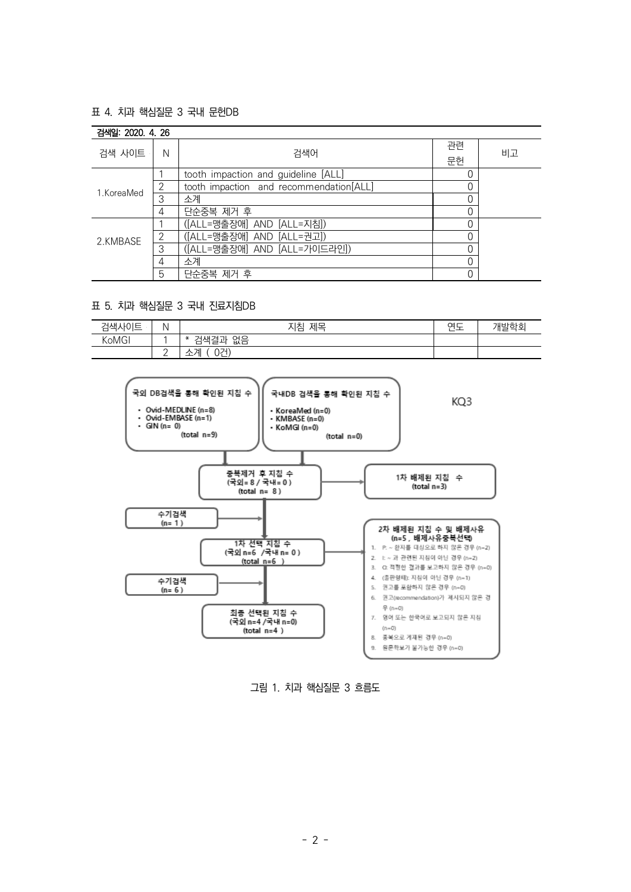표 4. 치과 핵심질문 3 국내 문헌DB

| 검색일: 2020. 4. 26 | | | | |
|---|---|---|---|---|
| 검색 사이트 | N | 검색어 | 관련 문헌 | 비고 |
| 1.KoreaMed | 1 | tooth impaction and guideline [ALL] | 0 | |
| | 2 | tooth impaction and recommendation[ALL] | 0 | |
| | 3 | 소계 | 0 | |
| | 4 | 단순중복 제거 후 | 0 | |
| 2.KMBASE | 1 | ([ALL=맹출장애] AND [ALL=지침]) | 0 | |
| | 2 | ([ALL=맹출장애] AND [ALL=권고]) | 0 | |
| | 3 | ([ALL=맹출장애] AND [ALL=가이드라인]) | 0 | |
| | 4 | 소계 | 0 | |
| | 5 | 단순중복 제거 후 | 0 | |

표 5. 치과 핵심질문 3 국내 진료지침DB

| 검색사이트 | N | 지침 제목 | 연도 | 개발학회 |
|---|---|---|---|---|
| KoMGI | 1 | * 검색결과 없음 | | |
| | 2 | 소계 ( 0건) | | |

KQ3

국외 DB검색을 통해 확인된 지침 수
- Ovid-MEDLINE (n=8)
- Ovid-EMBASE (n=1)
- GIN (n= 0)

(total n=9)

국내DB 검색을 통해 확인된 지침 수
- KoreaMed (n=0)
- KMBASE (n=0)
- KoMGI (n=0)

(total n=0)

중복제거 후 지침 수
(국외= 8 / 국내= 0 )
(total n= 8 )

1차 배제된 지침 수
(total n=3)

수기검색
(n= 1 )

1차 선택 지침 수
(국외 n=6 /국내 n= 0 )
(total n=6 )

2차 배제된 지침 수 및 배제사유
(n=5 , 배제사유중복선택)
1. P: ~ 환자를 대상으로 하지 않은 경우 (n=2)
2. I: ~ 과 관련된 지침이 아닌 경우 (n=2)
3. O: 적절한 결과를 보고하지 않은 경우 (n=0)
4. (출판형태): 지침이 아닌 경우 (n=1)
5. 권고를 포함하지 않은 경우 (n=0)
6. 권고(recommendation)가 제시되지 않은 경우 (n=0)
7. 영어 또는 한국어로 보고되지 않은 지침 (n=0)
8. 중복으로 게재된 경우 (n=0)
9. 원문확보가 불가능한 경우 (n=0)

수기검색
(n= 6 )

최종 선택된 지침 수
(국외 n=4 /국내 n=0)
(total n=4 )

그림 1. 치과 핵심질문 3 흐름도